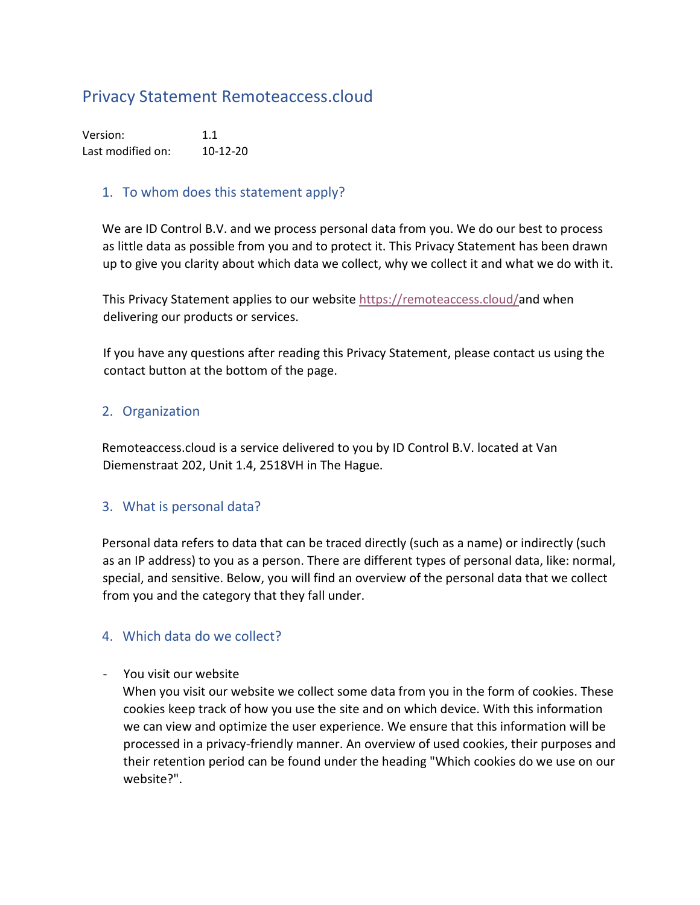# Privacy Statement Remoteaccess.cloud

Version: 1.1
Last modified on: 10-12-20

## 1. To whom does this statement apply?

We are ID Control B.V. and we process personal data from you. We do our best to process as little data as possible from you and to protect it. This Privacy Statement has been drawn up to give you clarity about which data we collect, why we collect it and what we do with it.

This Privacy Statement applies to our website https://remoteaccess.cloud/and when delivering our products or services.

If you have any questions after reading this Privacy Statement, please contact us using the contact button at the bottom of the page.

## 2. Organization

Remoteaccess.cloud is a service delivered to you by ID Control B.V. located at Van Diemenstraat 202, Unit 1.4, 2518VH in The Hague.

## 3. What is personal data?

Personal data refers to data that can be traced directly (such as a name) or indirectly (such as an IP address) to you as a person. There are different types of personal data, like: normal, special, and sensitive. Below, you will find an overview of the personal data that we collect from you and the category that they fall under.

## 4. Which data do we collect?

- You visit our website
  When you visit our website we collect some data from you in the form of cookies. These cookies keep track of how you use the site and on which device. With this information we can view and optimize the user experience. We ensure that this information will be processed in a privacy-friendly manner. An overview of used cookies, their purposes and their retention period can be found under the heading "Which cookies do we use on our website?".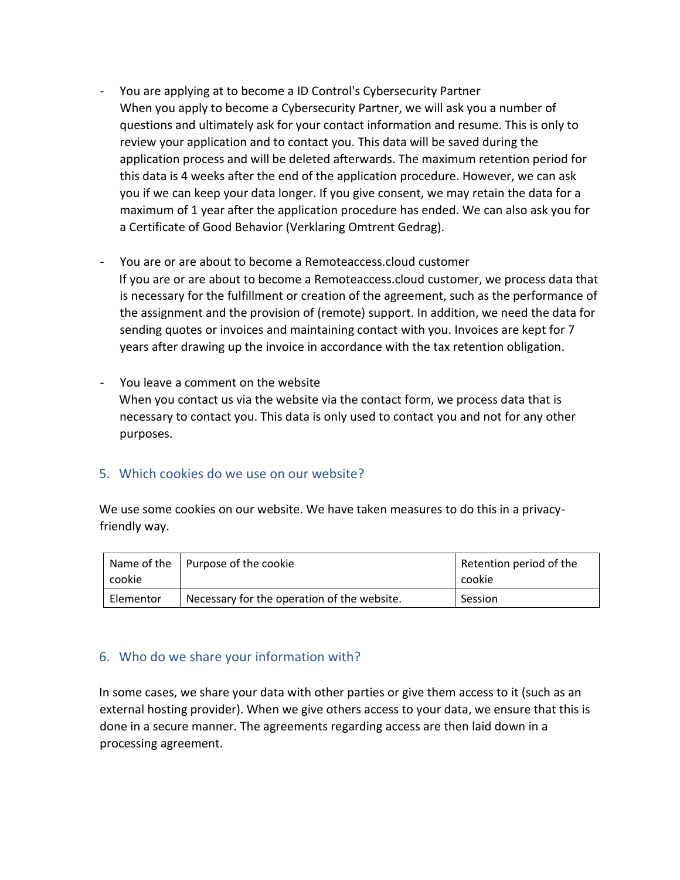- You are applying at to become a ID Control's Cybersecurity Partner
  When you apply to become a Cybersecurity Partner, we will ask you a number of questions and ultimately ask for your contact information and resume. This is only to review your application and to contact you. This data will be saved during the application process and will be deleted afterwards. The maximum retention period for this data is 4 weeks after the end of the application procedure. However, we can ask you if we can keep your data longer. If you give consent, we may retain the data for a maximum of 1 year after the application procedure has ended. We can also ask you for a Certificate of Good Behavior (Verklaring Omtrent Gedrag).

- You are or are about to become a Remoteaccess.cloud customer
  If you are or are about to become a Remoteaccess.cloud customer, we process data that is necessary for the fulfillment or creation of the agreement, such as the performance of the assignment and the provision of (remote) support. In addition, we need the data for sending quotes or invoices and maintaining contact with you. Invoices are kept for 7 years after drawing up the invoice in accordance with the tax retention obligation.

- You leave a comment on the website
  When you contact us via the website via the contact form, we process data that is necessary to contact you. This data is only used to contact you and not for any other purposes.

## 5. Which cookies do we use on our website?

We use some cookies on our website. We have taken measures to do this in a privacy-friendly way.

| Name of the cookie | Purpose of the cookie | Retention period of the cookie |
|---|---|---|
| Elementor | Necessary for the operation of the website. | Session |

## 6. Who do we share your information with?

In some cases, we share your data with other parties or give them access to it (such as an external hosting provider). When we give others access to your data, we ensure that this is done in a secure manner. The agreements regarding access are then laid down in a processing agreement.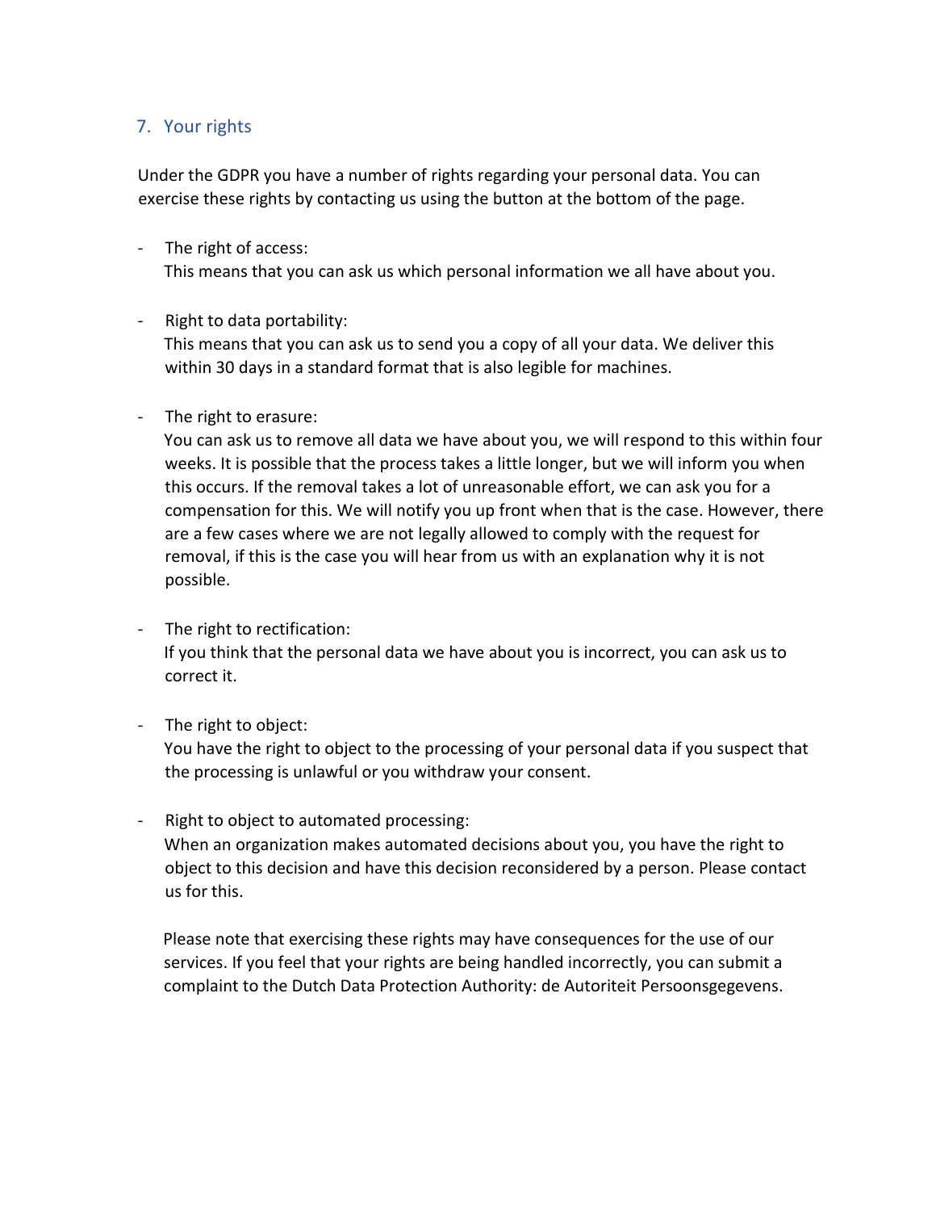## 7. Your rights

Under the GDPR you have a number of rights regarding your personal data. You can exercise these rights by contacting us using the button at the bottom of the page.

- The right of access:
  This means that you can ask us which personal information we all have about you.

- Right to data portability:
  This means that you can ask us to send you a copy of all your data. We deliver this within 30 days in a standard format that is also legible for machines.

- The right to erasure:
  You can ask us to remove all data we have about you, we will respond to this within four weeks. It is possible that the process takes a little longer, but we will inform you when this occurs. If the removal takes a lot of unreasonable effort, we can ask you for a compensation for this. We will notify you up front when that is the case. However, there are a few cases where we are not legally allowed to comply with the request for removal, if this is the case you will hear from us with an explanation why it is not possible.

- The right to rectification:
  If you think that the personal data we have about you is incorrect, you can ask us to correct it.

- The right to object:
  You have the right to object to the processing of your personal data if you suspect that the processing is unlawful or you withdraw your consent.

- Right to object to automated processing:
  When an organization makes automated decisions about you, you have the right to object to this decision and have this decision reconsidered by a person. Please contact us for this.

Please note that exercising these rights may have consequences for the use of our services. If you feel that your rights are being handled incorrectly, you can submit a complaint to the Dutch Data Protection Authority: de Autoriteit Persoonsgegevens.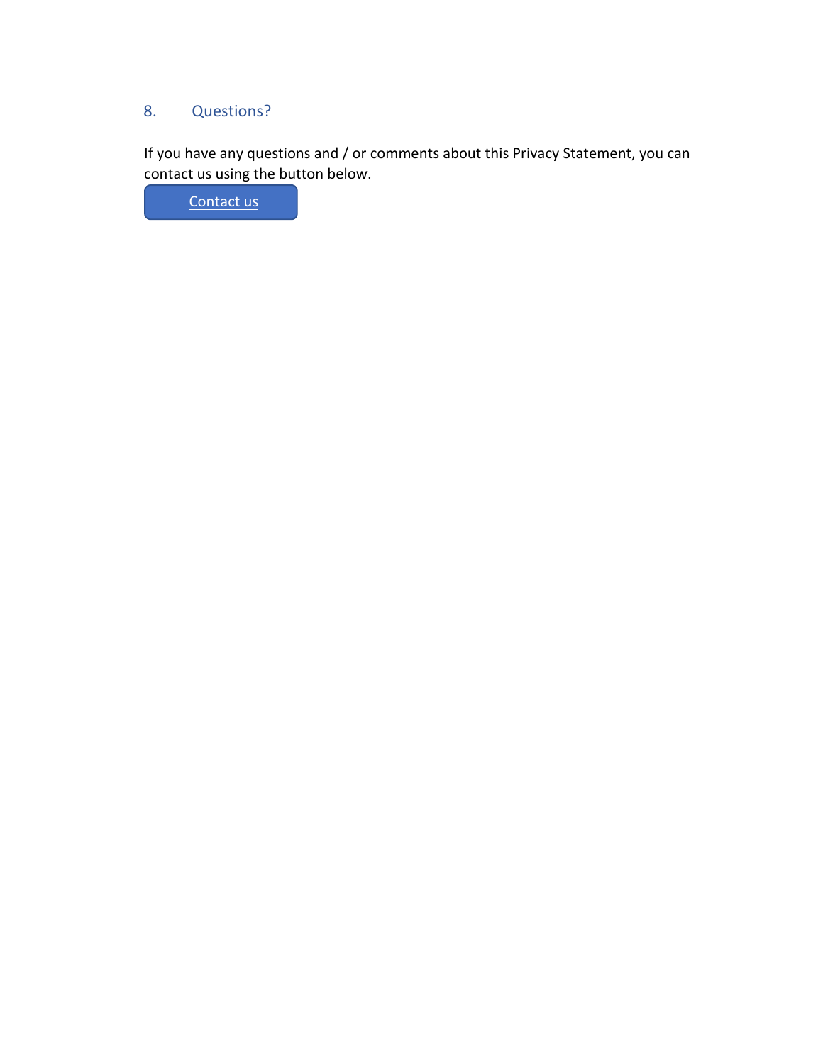## 8. Questions?

If you have any questions and / or comments about this Privacy Statement, you can contact us using the button below.

Contact us